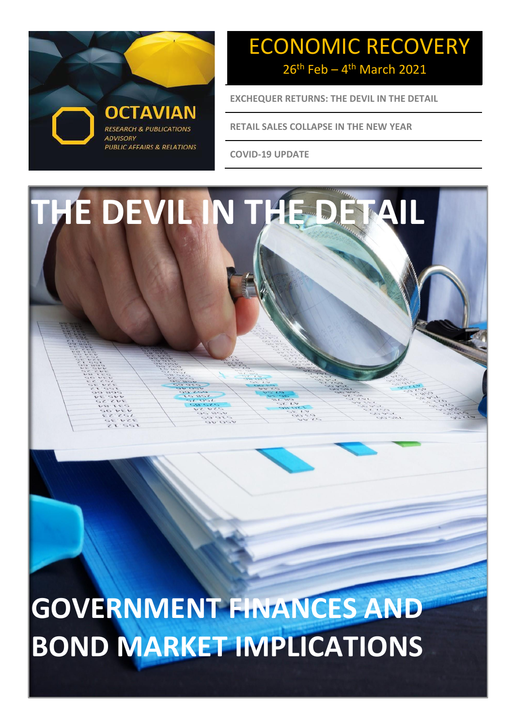OCTAVIAN

*RESEARCH & PUBLICATIONS*
*ADVISORY*
*PUBLIC AFFAIRS & RELATIONS*

# ECONOMIC RECOVERY

26th Feb – 4th March 2021

**EXCHEQUER RETURNS: THE DEVIL IN THE DETAIL**

**RETAIL SALES COLLAPSE IN THE NEW YEAR**

**COVID-19 UPDATE**

# THE DEVIL IN THE DETAIL

# GOVERNMENT FINANCES AND BOND MARKET IMPLICATIONS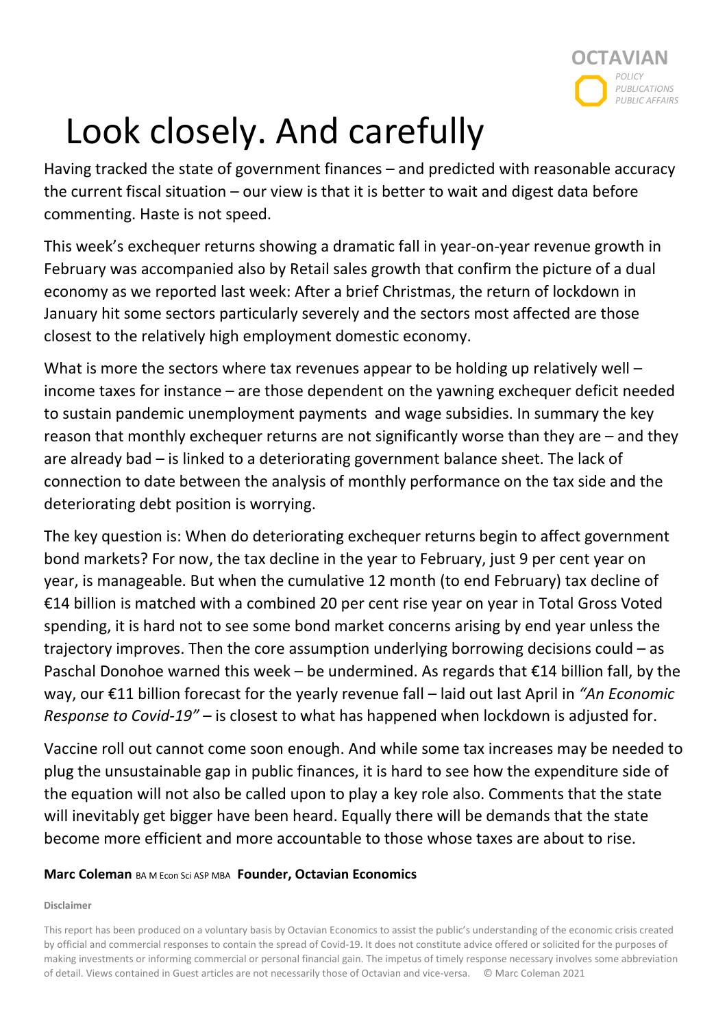# Look closely. And carefully

Having tracked the state of government finances – and predicted with reasonable accuracy the current fiscal situation – our view is that it is better to wait and digest data before commenting. Haste is not speed.

This week's exchequer returns showing a dramatic fall in year-on-year revenue growth in February was accompanied also by Retail sales growth that confirm the picture of a dual economy as we reported last week: After a brief Christmas, the return of lockdown in January hit some sectors particularly severely and the sectors most affected are those closest to the relatively high employment domestic economy.

What is more the sectors where tax revenues appear to be holding up relatively well – income taxes for instance – are those dependent on the yawning exchequer deficit needed to sustain pandemic unemployment payments and wage subsidies. In summary the key reason that monthly exchequer returns are not significantly worse than they are – and they are already bad – is linked to a deteriorating government balance sheet. The lack of connection to date between the analysis of monthly performance on the tax side and the deteriorating debt position is worrying.

The key question is: When do deteriorating exchequer returns begin to affect government bond markets? For now, the tax decline in the year to February, just 9 per cent year on year, is manageable. But when the cumulative 12 month (to end February) tax decline of €14 billion is matched with a combined 20 per cent rise year on year in Total Gross Voted spending, it is hard not to see some bond market concerns arising by end year unless the trajectory improves. Then the core assumption underlying borrowing decisions could – as Paschal Donohoe warned this week – be undermined. As regards that €14 billion fall, by the way, our €11 billion forecast for the yearly revenue fall – laid out last April in *"An Economic Response to Covid-19"* – is closest to what has happened when lockdown is adjusted for.

Vaccine roll out cannot come soon enough. And while some tax increases may be needed to plug the unsustainable gap in public finances, it is hard to see how the expenditure side of the equation will not also be called upon to play a key role also. Comments that the state will inevitably get bigger have been heard. Equally there will be demands that the state become more efficient and more accountable to those whose taxes are about to rise.

**Marc Coleman** BA M Econ Sci ASP MBA **Founder, Octavian Economics**

**Disclaimer**

This report has been produced on a voluntary basis by Octavian Economics to assist the public's understanding of the economic crisis created by official and commercial responses to contain the spread of Covid-19. It does not constitute advice offered or solicited for the purposes of making investments or informing commercial or personal financial gain. The impetus of timely response necessary involves some abbreviation of detail. Views contained in Guest articles are not necessarily those of Octavian and vice-versa. © Marc Coleman 2021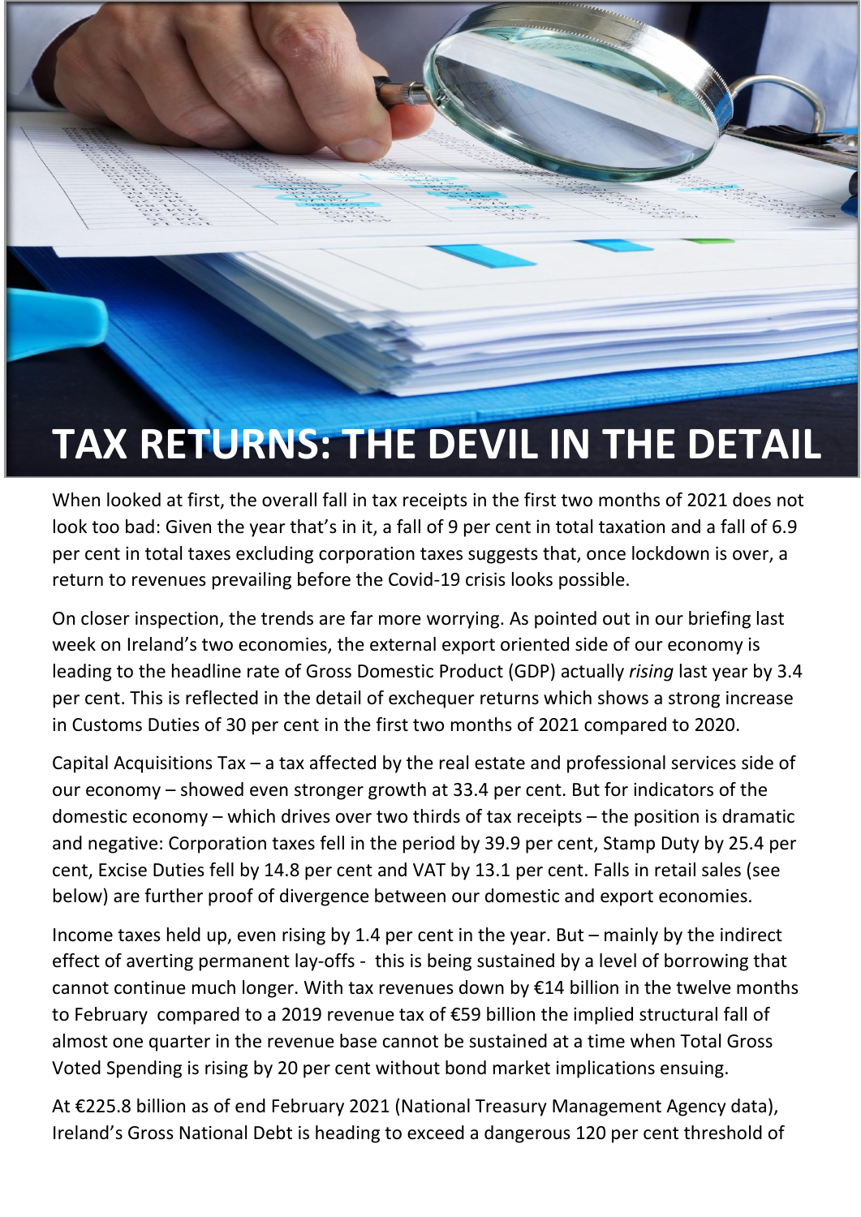# TAX RETURNS: THE DEVIL IN THE DETAIL

When looked at first, the overall fall in tax receipts in the first two months of 2021 does not look too bad: Given the year that's in it, a fall of 9 per cent in total taxation and a fall of 6.9 per cent in total taxes excluding corporation taxes suggests that, once lockdown is over, a return to revenues prevailing before the Covid-19 crisis looks possible.

On closer inspection, the trends are far more worrying. As pointed out in our briefing last week on Ireland's two economies, the external export oriented side of our economy is leading to the headline rate of Gross Domestic Product (GDP) actually *rising* last year by 3.4 per cent. This is reflected in the detail of exchequer returns which shows a strong increase in Customs Duties of 30 per cent in the first two months of 2021 compared to 2020.

Capital Acquisitions Tax – a tax affected by the real estate and professional services side of our economy – showed even stronger growth at 33.4 per cent. But for indicators of the domestic economy – which drives over two thirds of tax receipts – the position is dramatic and negative: Corporation taxes fell in the period by 39.9 per cent, Stamp Duty by 25.4 per cent, Excise Duties fell by 14.8 per cent and VAT by 13.1 per cent. Falls in retail sales (see below) are further proof of divergence between our domestic and export economies.

Income taxes held up, even rising by 1.4 per cent in the year. But – mainly by the indirect effect of averting permanent lay-offs - this is being sustained by a level of borrowing that cannot continue much longer. With tax revenues down by €14 billion in the twelve months to February compared to a 2019 revenue tax of €59 billion the implied structural fall of almost one quarter in the revenue base cannot be sustained at a time when Total Gross Voted Spending is rising by 20 per cent without bond market implications ensuing.

At €225.8 billion as of end February 2021 (National Treasury Management Agency data), Ireland's Gross National Debt is heading to exceed a dangerous 120 per cent threshold of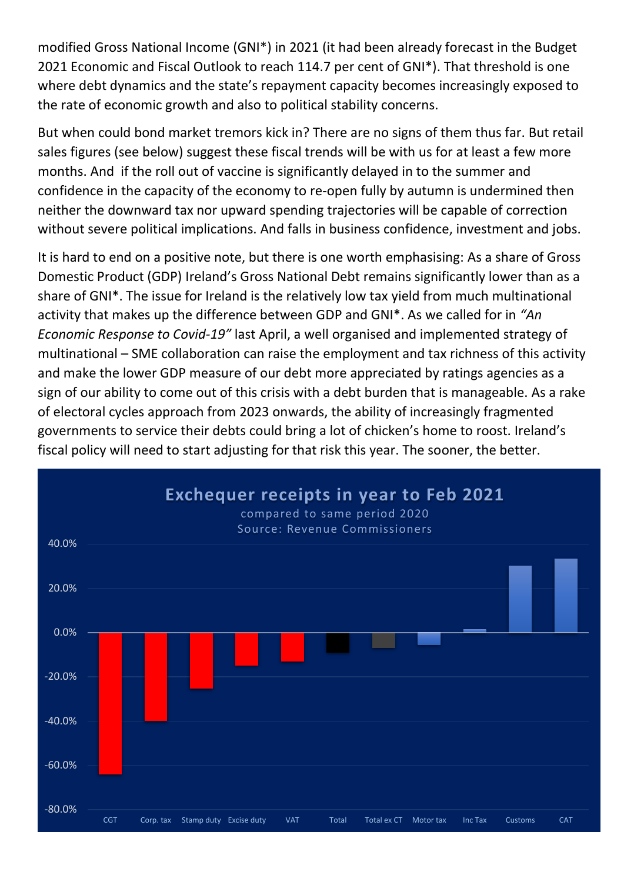modified Gross National Income (GNI*) in 2021 (it had been already forecast in the Budget 2021 Economic and Fiscal Outlook to reach 114.7 per cent of GNI*). That threshold is one where debt dynamics and the state's repayment capacity becomes increasingly exposed to the rate of economic growth and also to political stability concerns.

But when could bond market tremors kick in? There are no signs of them thus far. But retail sales figures (see below) suggest these fiscal trends will be with us for at least a few more months. And if the roll out of vaccine is significantly delayed in to the summer and confidence in the capacity of the economy to re-open fully by autumn is undermined then neither the downward tax nor upward spending trajectories will be capable of correction without severe political implications. And falls in business confidence, investment and jobs.

It is hard to end on a positive note, but there is one worth emphasising: As a share of Gross Domestic Product (GDP) Ireland's Gross National Debt remains significantly lower than as a share of GNI*. The issue for Ireland is the relatively low tax yield from much multinational activity that makes up the difference between GDP and GNI*. As we called for in *"An Economic Response to Covid-19"* last April, a well organised and implemented strategy of multinational – SME collaboration can raise the employment and tax richness of this activity and make the lower GDP measure of our debt more appreciated by ratings agencies as a sign of our ability to come out of this crisis with a debt burden that is manageable. As a rake of electoral cycles approach from 2023 onwards, the ability of increasingly fragmented governments to service their debts could bring a lot of chicken's home to roost. Ireland's fiscal policy will need to start adjusting for that risk this year. The sooner, the better.

**Exchequer receipts in year to Feb 2021**

compared to same period 2020

Source: Revenue Commissioners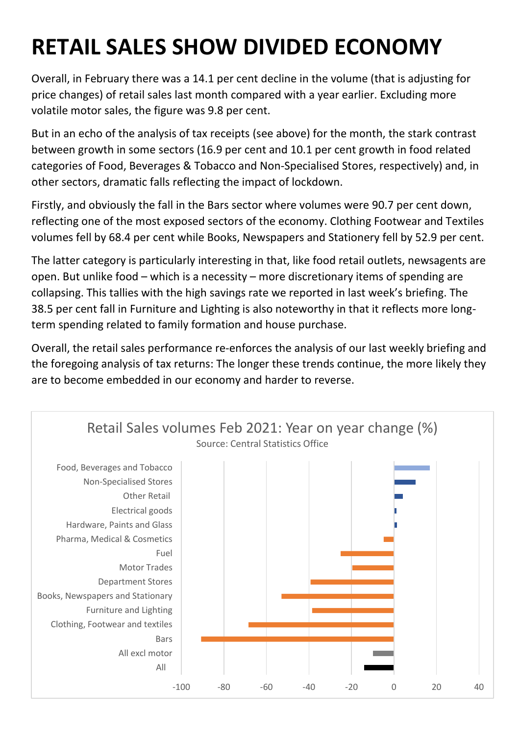# RETAIL SALES SHOW DIVIDED ECONOMY

Overall, in February there was a 14.1 per cent decline in the volume (that is adjusting for price changes) of retail sales last month compared with a year earlier. Excluding more volatile motor sales, the figure was 9.8 per cent.

But in an echo of the analysis of tax receipts (see above) for the month, the stark contrast between growth in some sectors (16.9 per cent and 10.1 per cent growth in food related categories of Food, Beverages & Tobacco and Non-Specialised Stores, respectively) and, in other sectors, dramatic falls reflecting the impact of lockdown.

Firstly, and obviously the fall in the Bars sector where volumes were 90.7 per cent down, reflecting one of the most exposed sectors of the economy. Clothing Footwear and Textiles volumes fell by 68.4 per cent while Books, Newspapers and Stationery fell by 52.9 per cent.

The latter category is particularly interesting in that, like food retail outlets, newsagents are open. But unlike food – which is a necessity – more discretionary items of spending are collapsing. This tallies with the high savings rate we reported in last week's briefing. The 38.5 per cent fall in Furniture and Lighting is also noteworthy in that it reflects more long-term spending related to family formation and house purchase.

Overall, the retail sales performance re-enforces the analysis of our last weekly briefing and the foregoing analysis of tax returns: The longer these trends continue, the more likely they are to become embedded in our economy and harder to reverse.

Retail Sales volumes Feb 2021: Year on year change (%)

Source: Central Statistics Office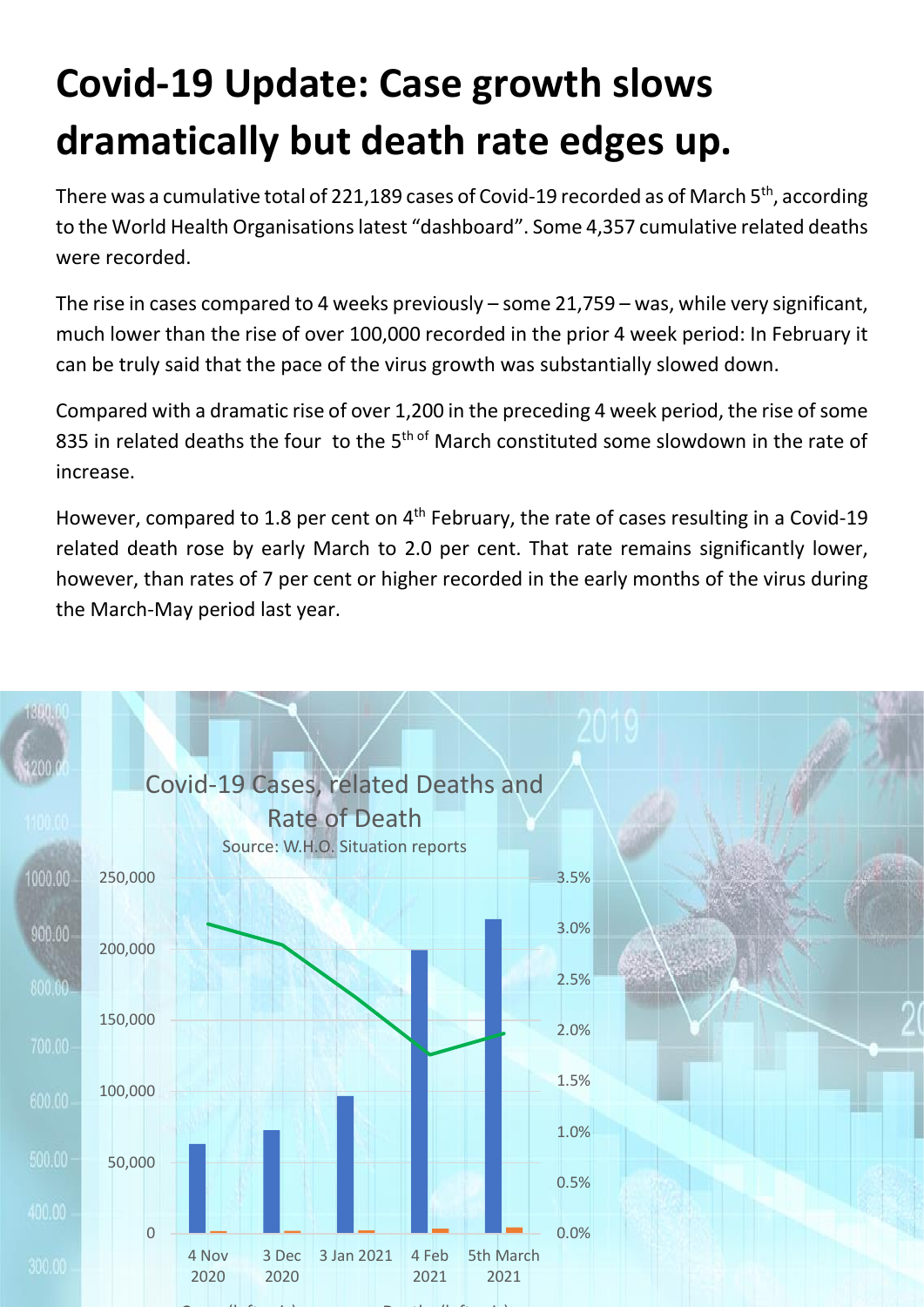# Covid-19 Update: Case growth slows dramatically but death rate edges up.

There was a cumulative total of 221,189 cases of Covid-19 recorded as of March 5th, according to the World Health Organisations latest "dashboard". Some 4,357 cumulative related deaths were recorded.

The rise in cases compared to 4 weeks previously – some 21,759 – was, while very significant, much lower than the rise of over 100,000 recorded in the prior 4 week period: In February it can be truly said that the pace of the virus growth was substantially slowed down.

Compared with a dramatic rise of over 1,200 in the preceding 4 week period, the rise of some 835 in related deaths the four to the 5th of March constituted some slowdown in the rate of increase.

However, compared to 1.8 per cent on 4th February, the rate of cases resulting in a Covid-19 related death rose by early March to 2.0 per cent. That rate remains significantly lower, however, than rates of 7 per cent or higher recorded in the early months of the virus during the March-May period last year.

Covid-19 Cases, related Deaths and Rate of Death

Source: W.H.O. Situation reports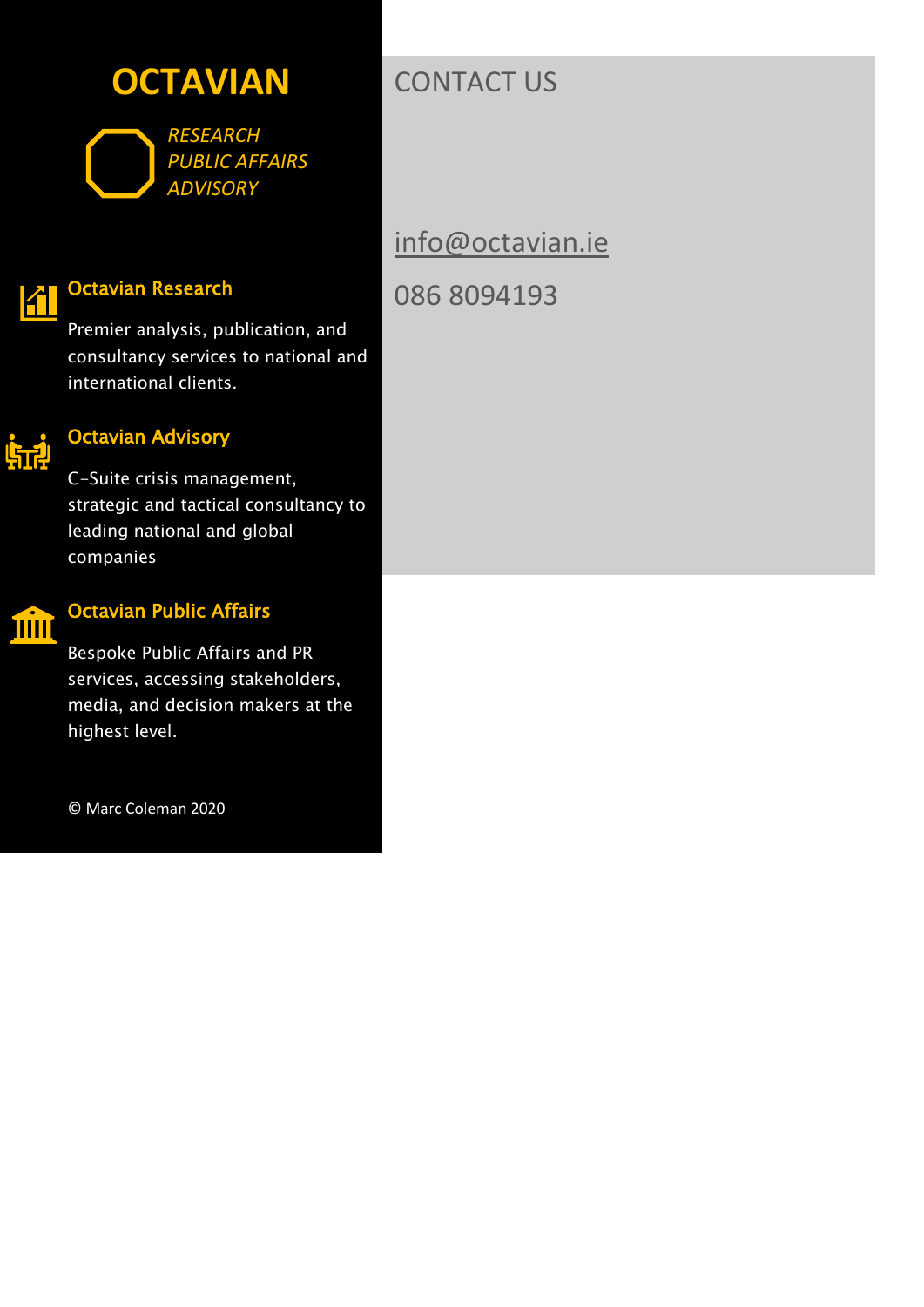# OCTAVIAN

*RESEARCH*
*PUBLIC AFFAIRS*
*ADVISORY*

## Octavian Research

Premier analysis, publication, and consultancy services to national and international clients.

## Octavian Advisory

C-Suite crisis management, strategic and tactical consultancy to leading national and global companies

## Octavian Public Affairs

Bespoke Public Affairs and PR services, accessing stakeholders, media, and decision makers at the highest level.

© Marc Coleman 2020

## CONTACT US

info@octavian.ie

086 8094193